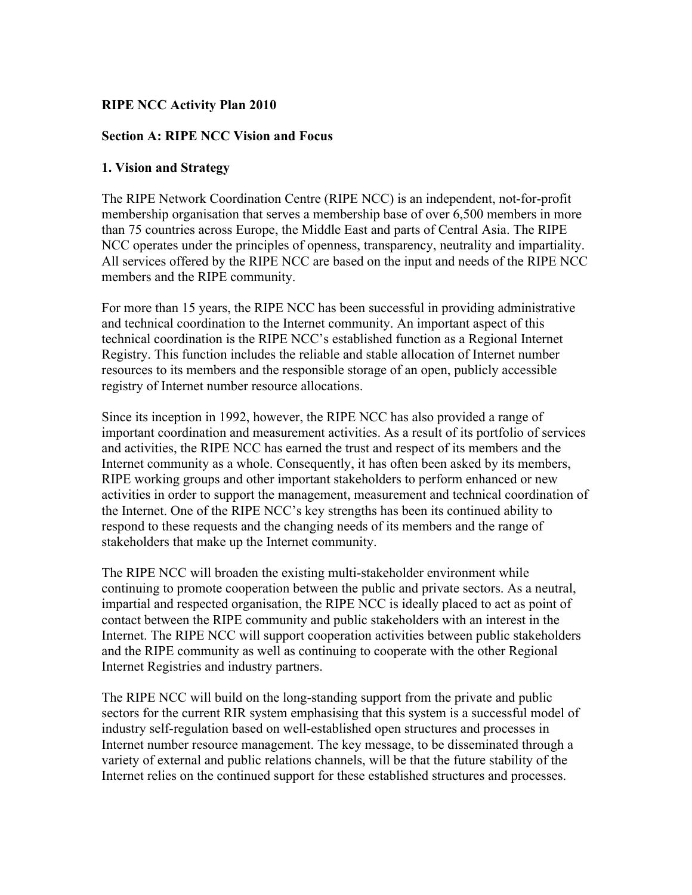# RIPE NCC Activity Plan 2010

## Section A: RIPE NCC Vision and Focus

### 1. Vision and Strategy

The RIPE Network Coordination Centre (RIPE NCC) is an independent, not-for-profit membership organisation that serves a membership base of over 6,500 members in more than 75 countries across Europe, the Middle East and parts of Central Asia. The RIPE NCC operates under the principles of openness, transparency, neutrality and impartiality. All services offered by the RIPE NCC are based on the input and needs of the RIPE NCC members and the RIPE community.

For more than 15 years, the RIPE NCC has been successful in providing administrative and technical coordination to the Internet community. An important aspect of this technical coordination is the RIPE NCC's established function as a Regional Internet Registry. This function includes the reliable and stable allocation of Internet number resources to its members and the responsible storage of an open, publicly accessible registry of Internet number resource allocations.

Since its inception in 1992, however, the RIPE NCC has also provided a range of important coordination and measurement activities. As a result of its portfolio of services and activities, the RIPE NCC has earned the trust and respect of its members and the Internet community as a whole. Consequently, it has often been asked by its members, RIPE working groups and other important stakeholders to perform enhanced or new activities in order to support the management, measurement and technical coordination of the Internet. One of the RIPE NCC's key strengths has been its continued ability to respond to these requests and the changing needs of its members and the range of stakeholders that make up the Internet community.

The RIPE NCC will broaden the existing multi-stakeholder environment while continuing to promote cooperation between the public and private sectors. As a neutral, impartial and respected organisation, the RIPE NCC is ideally placed to act as point of contact between the RIPE community and public stakeholders with an interest in the Internet. The RIPE NCC will support cooperation activities between public stakeholders and the RIPE community as well as continuing to cooperate with the other Regional Internet Registries and industry partners.

The RIPE NCC will build on the long-standing support from the private and public sectors for the current RIR system emphasising that this system is a successful model of industry self-regulation based on well-established open structures and processes in Internet number resource management. The key message, to be disseminated through a variety of external and public relations channels, will be that the future stability of the Internet relies on the continued support for these established structures and processes.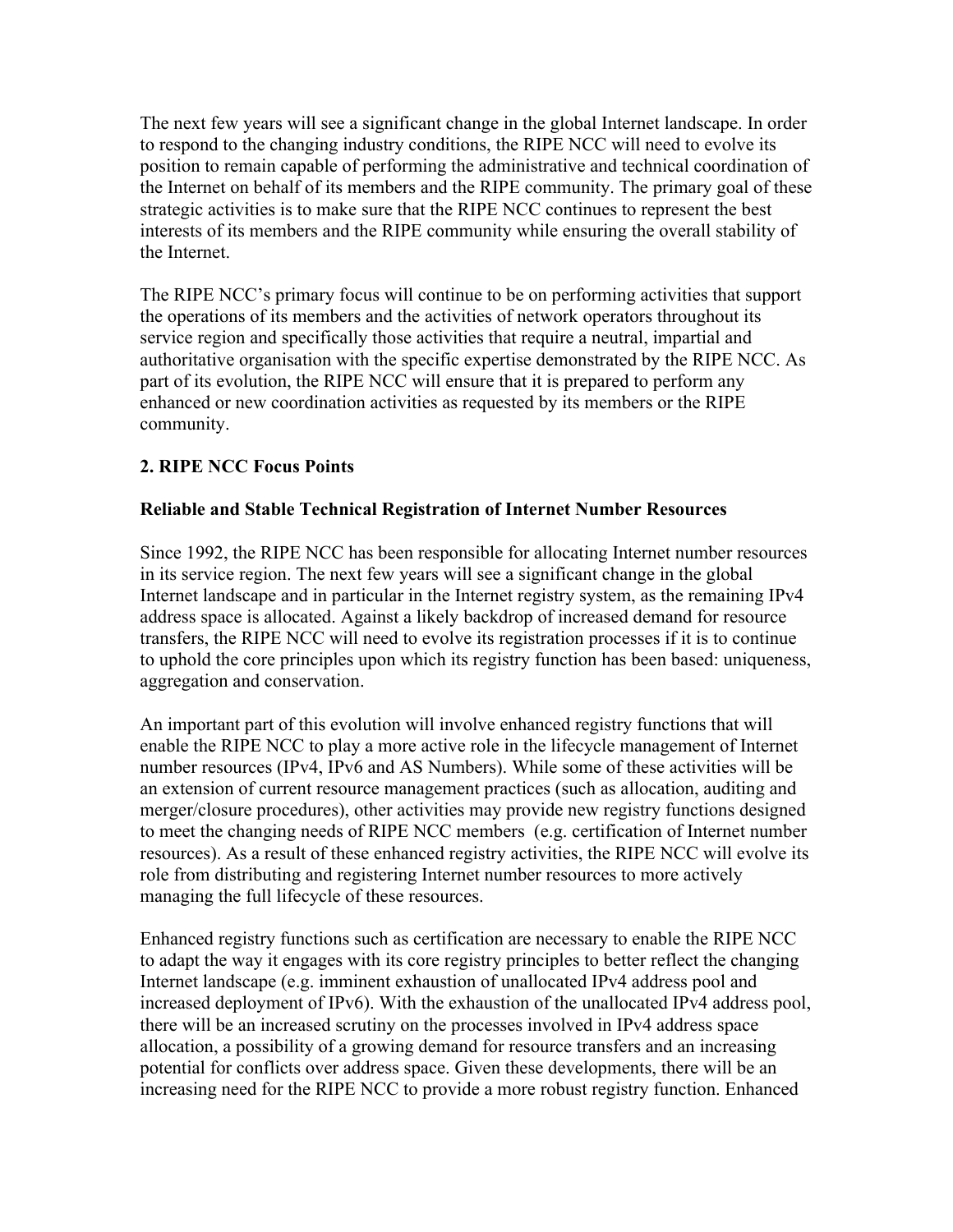The next few years will see a significant change in the global Internet landscape. In order to respond to the changing industry conditions, the RIPE NCC will need to evolve its position to remain capable of performing the administrative and technical coordination of the Internet on behalf of its members and the RIPE community. The primary goal of these strategic activities is to make sure that the RIPE NCC continues to represent the best interests of its members and the RIPE community while ensuring the overall stability of the Internet.

The RIPE NCC's primary focus will continue to be on performing activities that support the operations of its members and the activities of network operators throughout its service region and specifically those activities that require a neutral, impartial and authoritative organisation with the specific expertise demonstrated by the RIPE NCC. As part of its evolution, the RIPE NCC will ensure that it is prepared to perform any enhanced or new coordination activities as requested by its members or the RIPE community.

## 2. RIPE NCC Focus Points

### Reliable and Stable Technical Registration of Internet Number Resources

Since 1992, the RIPE NCC has been responsible for allocating Internet number resources in its service region. The next few years will see a significant change in the global Internet landscape and in particular in the Internet registry system, as the remaining IPv4 address space is allocated. Against a likely backdrop of increased demand for resource transfers, the RIPE NCC will need to evolve its registration processes if it is to continue to uphold the core principles upon which its registry function has been based: uniqueness, aggregation and conservation.

An important part of this evolution will involve enhanced registry functions that will enable the RIPE NCC to play a more active role in the lifecycle management of Internet number resources (IPv4, IPv6 and AS Numbers). While some of these activities will be an extension of current resource management practices (such as allocation, auditing and merger/closure procedures), other activities may provide new registry functions designed to meet the changing needs of RIPE NCC members (e.g. certification of Internet number resources). As a result of these enhanced registry activities, the RIPE NCC will evolve its role from distributing and registering Internet number resources to more actively managing the full lifecycle of these resources.

Enhanced registry functions such as certification are necessary to enable the RIPE NCC to adapt the way it engages with its core registry principles to better reflect the changing Internet landscape (e.g. imminent exhaustion of unallocated IPv4 address pool and increased deployment of IPv6). With the exhaustion of the unallocated IPv4 address pool, there will be an increased scrutiny on the processes involved in IPv4 address space allocation, a possibility of a growing demand for resource transfers and an increasing potential for conflicts over address space. Given these developments, there will be an increasing need for the RIPE NCC to provide a more robust registry function. Enhanced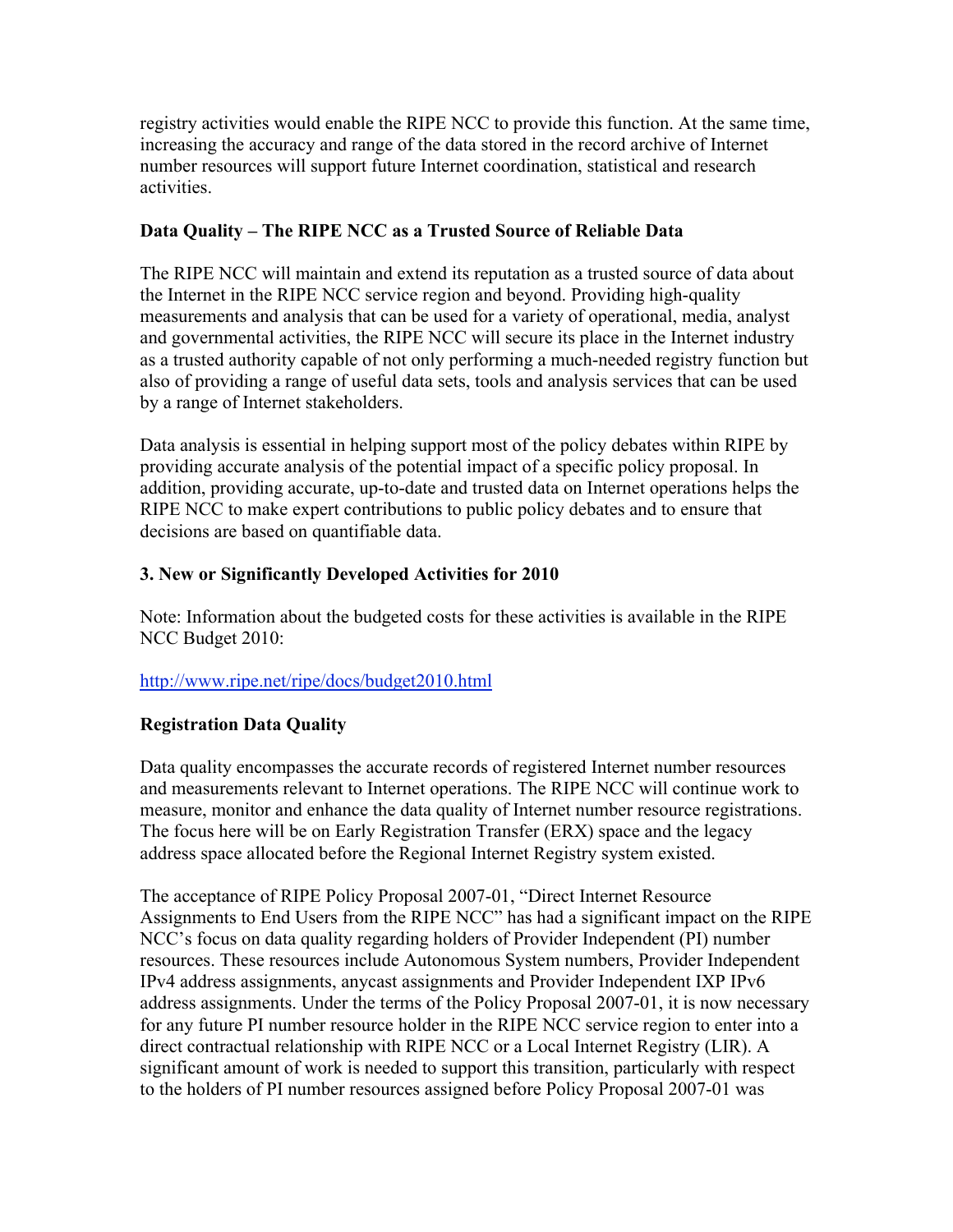registry activities would enable the RIPE NCC to provide this function. At the same time, increasing the accuracy and range of the data stored in the record archive of Internet number resources will support future Internet coordination, statistical and research activities.

**Data Quality – The RIPE NCC as a Trusted Source of Reliable Data**

The RIPE NCC will maintain and extend its reputation as a trusted source of data about the Internet in the RIPE NCC service region and beyond. Providing high-quality measurements and analysis that can be used for a variety of operational, media, analyst and governmental activities, the RIPE NCC will secure its place in the Internet industry as a trusted authority capable of not only performing a much-needed registry function but also of providing a range of useful data sets, tools and analysis services that can be used by a range of Internet stakeholders.

Data analysis is essential in helping support most of the policy debates within RIPE by providing accurate analysis of the potential impact of a specific policy proposal. In addition, providing accurate, up-to-date and trusted data on Internet operations helps the RIPE NCC to make expert contributions to public policy debates and to ensure that decisions are based on quantifiable data.

## 3. New or Significantly Developed Activities for 2010

Note: Information about the budgeted costs for these activities is available in the RIPE NCC Budget 2010:

http://www.ripe.net/ripe/docs/budget2010.html

**Registration Data Quality**

Data quality encompasses the accurate records of registered Internet number resources and measurements relevant to Internet operations. The RIPE NCC will continue work to measure, monitor and enhance the data quality of Internet number resource registrations. The focus here will be on Early Registration Transfer (ERX) space and the legacy address space allocated before the Regional Internet Registry system existed.

The acceptance of RIPE Policy Proposal 2007-01, "Direct Internet Resource Assignments to End Users from the RIPE NCC" has had a significant impact on the RIPE NCC's focus on data quality regarding holders of Provider Independent (PI) number resources. These resources include Autonomous System numbers, Provider Independent IPv4 address assignments, anycast assignments and Provider Independent IXP IPv6 address assignments. Under the terms of the Policy Proposal 2007-01, it is now necessary for any future PI number resource holder in the RIPE NCC service region to enter into a direct contractual relationship with RIPE NCC or a Local Internet Registry (LIR). A significant amount of work is needed to support this transition, particularly with respect to the holders of PI number resources assigned before Policy Proposal 2007-01 was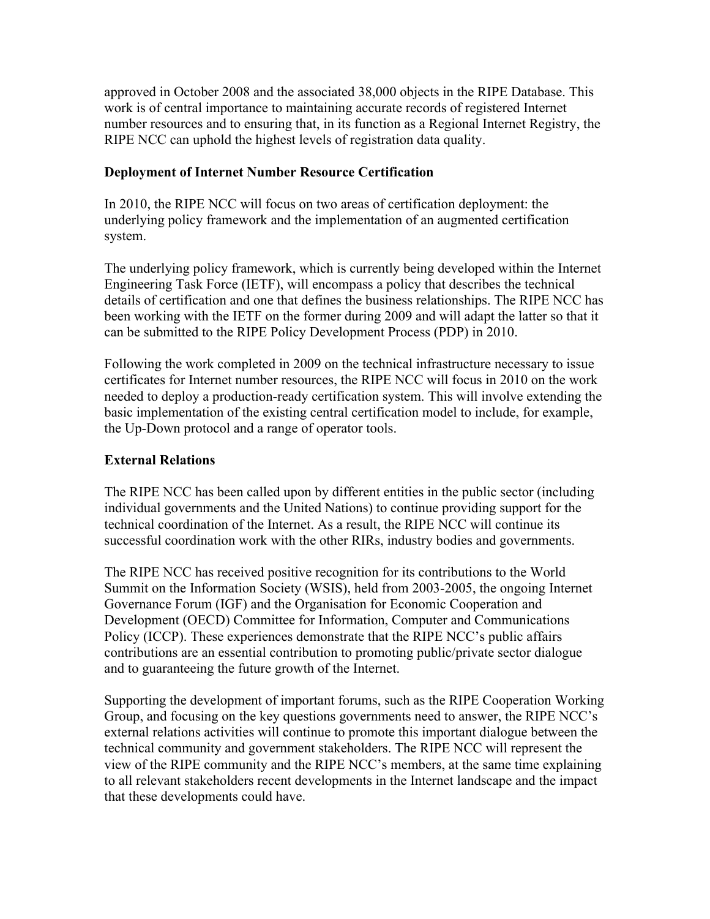approved in October 2008 and the associated 38,000 objects in the RIPE Database. This work is of central importance to maintaining accurate records of registered Internet number resources and to ensuring that, in its function as a Regional Internet Registry, the RIPE NCC can uphold the highest levels of registration data quality.

### Deployment of Internet Number Resource Certification

In 2010, the RIPE NCC will focus on two areas of certification deployment: the underlying policy framework and the implementation of an augmented certification system.

The underlying policy framework, which is currently being developed within the Internet Engineering Task Force (IETF), will encompass a policy that describes the technical details of certification and one that defines the business relationships. The RIPE NCC has been working with the IETF on the former during 2009 and will adapt the latter so that it can be submitted to the RIPE Policy Development Process (PDP) in 2010.

Following the work completed in 2009 on the technical infrastructure necessary to issue certificates for Internet number resources, the RIPE NCC will focus in 2010 on the work needed to deploy a production-ready certification system. This will involve extending the basic implementation of the existing central certification model to include, for example, the Up-Down protocol and a range of operator tools.

### External Relations

The RIPE NCC has been called upon by different entities in the public sector (including individual governments and the United Nations) to continue providing support for the technical coordination of the Internet. As a result, the RIPE NCC will continue its successful coordination work with the other RIRs, industry bodies and governments.

The RIPE NCC has received positive recognition for its contributions to the World Summit on the Information Society (WSIS), held from 2003-2005, the ongoing Internet Governance Forum (IGF) and the Organisation for Economic Cooperation and Development (OECD) Committee for Information, Computer and Communications Policy (ICCP). These experiences demonstrate that the RIPE NCC's public affairs contributions are an essential contribution to promoting public/private sector dialogue and to guaranteeing the future growth of the Internet.

Supporting the development of important forums, such as the RIPE Cooperation Working Group, and focusing on the key questions governments need to answer, the RIPE NCC's external relations activities will continue to promote this important dialogue between the technical community and government stakeholders. The RIPE NCC will represent the view of the RIPE community and the RIPE NCC's members, at the same time explaining to all relevant stakeholders recent developments in the Internet landscape and the impact that these developments could have.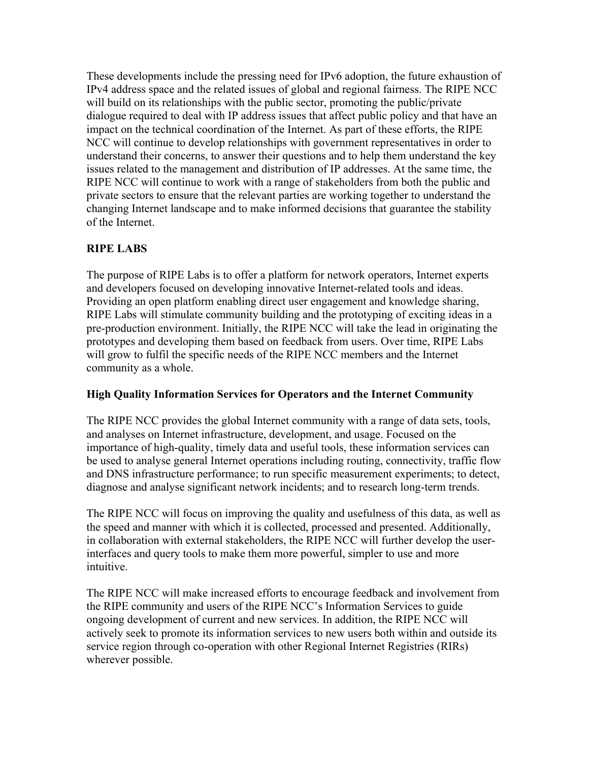These developments include the pressing need for IPv6 adoption, the future exhaustion of IPv4 address space and the related issues of global and regional fairness. The RIPE NCC will build on its relationships with the public sector, promoting the public/private dialogue required to deal with IP address issues that affect public policy and that have an impact on the technical coordination of the Internet. As part of these efforts, the RIPE NCC will continue to develop relationships with government representatives in order to understand their concerns, to answer their questions and to help them understand the key issues related to the management and distribution of IP addresses. At the same time, the RIPE NCC will continue to work with a range of stakeholders from both the public and private sectors to ensure that the relevant parties are working together to understand the changing Internet landscape and to make informed decisions that guarantee the stability of the Internet.

**RIPE LABS**

The purpose of RIPE Labs is to offer a platform for network operators, Internet experts and developers focused on developing innovative Internet-related tools and ideas. Providing an open platform enabling direct user engagement and knowledge sharing, RIPE Labs will stimulate community building and the prototyping of exciting ideas in a pre-production environment. Initially, the RIPE NCC will take the lead in originating the prototypes and developing them based on feedback from users. Over time, RIPE Labs will grow to fulfil the specific needs of the RIPE NCC members and the Internet community as a whole.

**High Quality Information Services for Operators and the Internet Community**

The RIPE NCC provides the global Internet community with a range of data sets, tools, and analyses on Internet infrastructure, development, and usage. Focused on the importance of high-quality, timely data and useful tools, these information services can be used to analyse general Internet operations including routing, connectivity, traffic flow and DNS infrastructure performance; to run specific measurement experiments; to detect, diagnose and analyse significant network incidents; and to research long-term trends.

The RIPE NCC will focus on improving the quality and usefulness of this data, as well as the speed and manner with which it is collected, processed and presented. Additionally, in collaboration with external stakeholders, the RIPE NCC will further develop the user-interfaces and query tools to make them more powerful, simpler to use and more intuitive.

The RIPE NCC will make increased efforts to encourage feedback and involvement from the RIPE community and users of the RIPE NCC's Information Services to guide ongoing development of current and new services. In addition, the RIPE NCC will actively seek to promote its information services to new users both within and outside its service region through co-operation with other Regional Internet Registries (RIRs) wherever possible.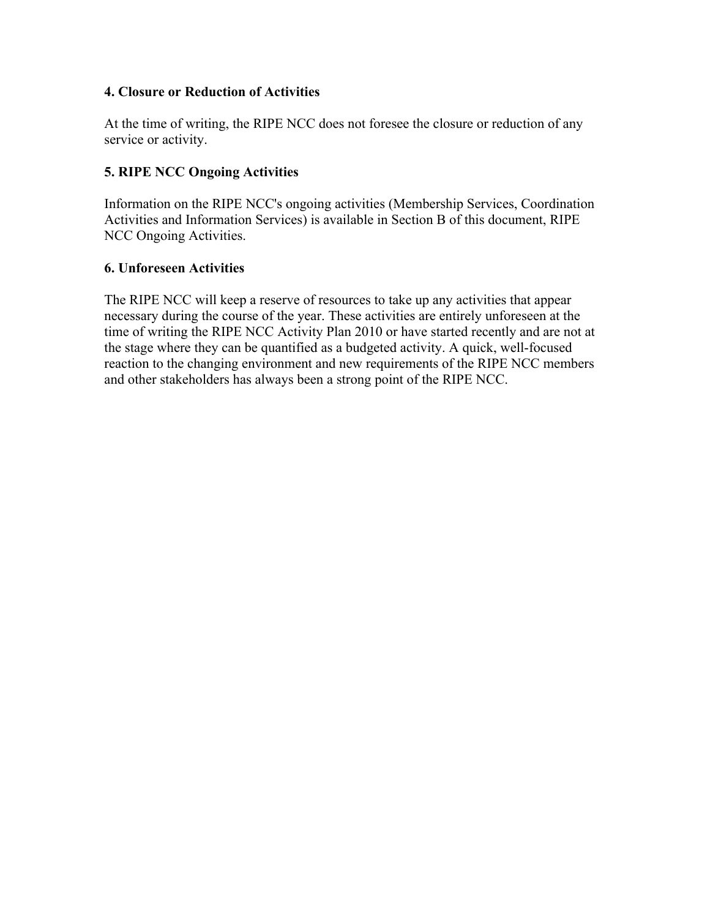### 4. Closure or Reduction of Activities

At the time of writing, the RIPE NCC does not foresee the closure or reduction of any service or activity.

### 5. RIPE NCC Ongoing Activities

Information on the RIPE NCC's ongoing activities (Membership Services, Coordination Activities and Information Services) is available in Section B of this document, RIPE NCC Ongoing Activities.

### 6. Unforeseen Activities

The RIPE NCC will keep a reserve of resources to take up any activities that appear necessary during the course of the year. These activities are entirely unforeseen at the time of writing the RIPE NCC Activity Plan 2010 or have started recently and are not at the stage where they can be quantified as a budgeted activity. A quick, well-focused reaction to the changing environment and new requirements of the RIPE NCC members and other stakeholders has always been a strong point of the RIPE NCC.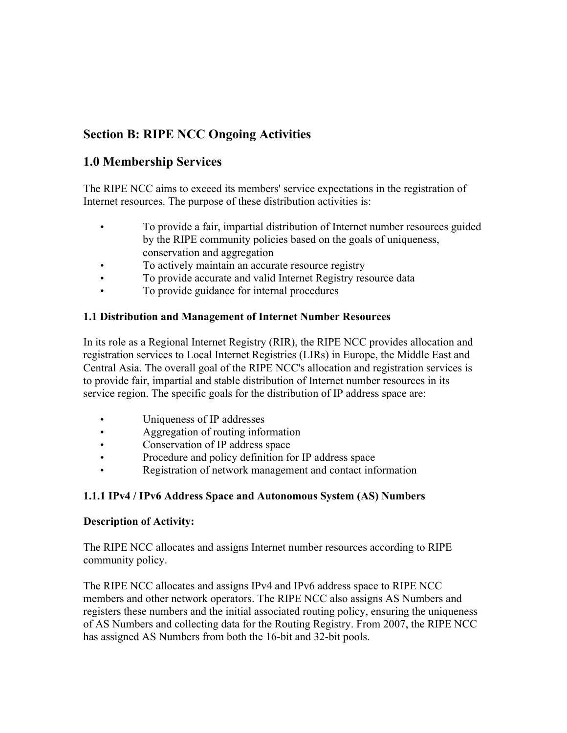## Section B: RIPE NCC Ongoing Activities

## 1.0 Membership Services

The RIPE NCC aims to exceed its members' service expectations in the registration of Internet resources. The purpose of these distribution activities is:

- To provide a fair, impartial distribution of Internet number resources guided by the RIPE community policies based on the goals of uniqueness, conservation and aggregation
- To actively maintain an accurate resource registry
- To provide accurate and valid Internet Registry resource data
- To provide guidance for internal procedures

### 1.1 Distribution and Management of Internet Number Resources

In its role as a Regional Internet Registry (RIR), the RIPE NCC provides allocation and registration services to Local Internet Registries (LIRs) in Europe, the Middle East and Central Asia. The overall goal of the RIPE NCC's allocation and registration services is to provide fair, impartial and stable distribution of Internet number resources in its service region. The specific goals for the distribution of IP address space are:

- Uniqueness of IP addresses
- Aggregation of routing information
- Conservation of IP address space
- Procedure and policy definition for IP address space
- Registration of network management and contact information

#### 1.1.1 IPv4 / IPv6 Address Space and Autonomous System (AS) Numbers

**Description of Activity:**

The RIPE NCC allocates and assigns Internet number resources according to RIPE community policy.

The RIPE NCC allocates and assigns IPv4 and IPv6 address space to RIPE NCC members and other network operators. The RIPE NCC also assigns AS Numbers and registers these numbers and the initial associated routing policy, ensuring the uniqueness of AS Numbers and collecting data for the Routing Registry. From 2007, the RIPE NCC has assigned AS Numbers from both the 16-bit and 32-bit pools.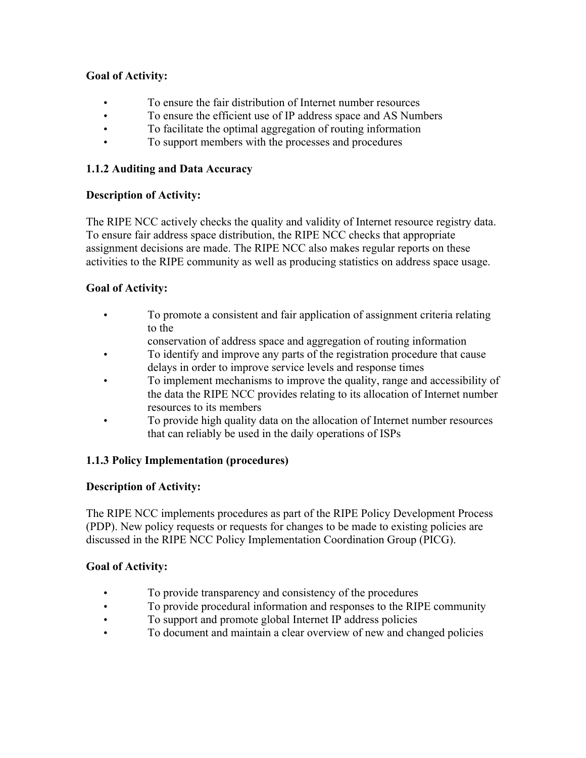**Goal of Activity:**

- To ensure the fair distribution of Internet number resources
- To ensure the efficient use of IP address space and AS Numbers
- To facilitate the optimal aggregation of routing information
- To support members with the processes and procedures

### 1.1.2 Auditing and Data Accuracy

**Description of Activity:**

The RIPE NCC actively checks the quality and validity of Internet resource registry data. To ensure fair address space distribution, the RIPE NCC checks that appropriate assignment decisions are made. The RIPE NCC also makes regular reports on these activities to the RIPE community as well as producing statistics on address space usage.

**Goal of Activity:**

- To promote a consistent and fair application of assignment criteria relating to the conservation of address space and aggregation of routing information
- To identify and improve any parts of the registration procedure that cause delays in order to improve service levels and response times
- To implement mechanisms to improve the quality, range and accessibility of the data the RIPE NCC provides relating to its allocation of Internet number resources to its members
- To provide high quality data on the allocation of Internet number resources that can reliably be used in the daily operations of ISPs

### 1.1.3 Policy Implementation (procedures)

**Description of Activity:**

The RIPE NCC implements procedures as part of the RIPE Policy Development Process (PDP). New policy requests or requests for changes to be made to existing policies are discussed in the RIPE NCC Policy Implementation Coordination Group (PICG).

**Goal of Activity:**

- To provide transparency and consistency of the procedures
- To provide procedural information and responses to the RIPE community
- To support and promote global Internet IP address policies
- To document and maintain a clear overview of new and changed policies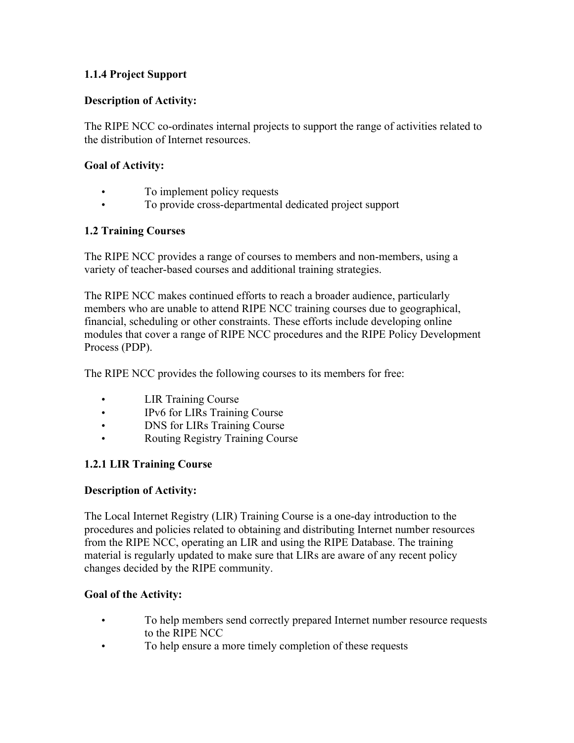### 1.1.4 Project Support

**Description of Activity:**

The RIPE NCC co-ordinates internal projects to support the range of activities related to the distribution of Internet resources.

**Goal of Activity:**

- To implement policy requests
- To provide cross-departmental dedicated project support

## 1.2 Training Courses

The RIPE NCC provides a range of courses to members and non-members, using a variety of teacher-based courses and additional training strategies.

The RIPE NCC makes continued efforts to reach a broader audience, particularly members who are unable to attend RIPE NCC training courses due to geographical, financial, scheduling or other constraints. These efforts include developing online modules that cover a range of RIPE NCC procedures and the RIPE Policy Development Process (PDP).

The RIPE NCC provides the following courses to its members for free:

- LIR Training Course
- IPv6 for LIRs Training Course
- DNS for LIRs Training Course
- Routing Registry Training Course

### 1.2.1 LIR Training Course

**Description of Activity:**

The Local Internet Registry (LIR) Training Course is a one-day introduction to the procedures and policies related to obtaining and distributing Internet number resources from the RIPE NCC, operating an LIR and using the RIPE Database. The training material is regularly updated to make sure that LIRs are aware of any recent policy changes decided by the RIPE community.

**Goal of the Activity:**

- To help members send correctly prepared Internet number resource requests to the RIPE NCC
- To help ensure a more timely completion of these requests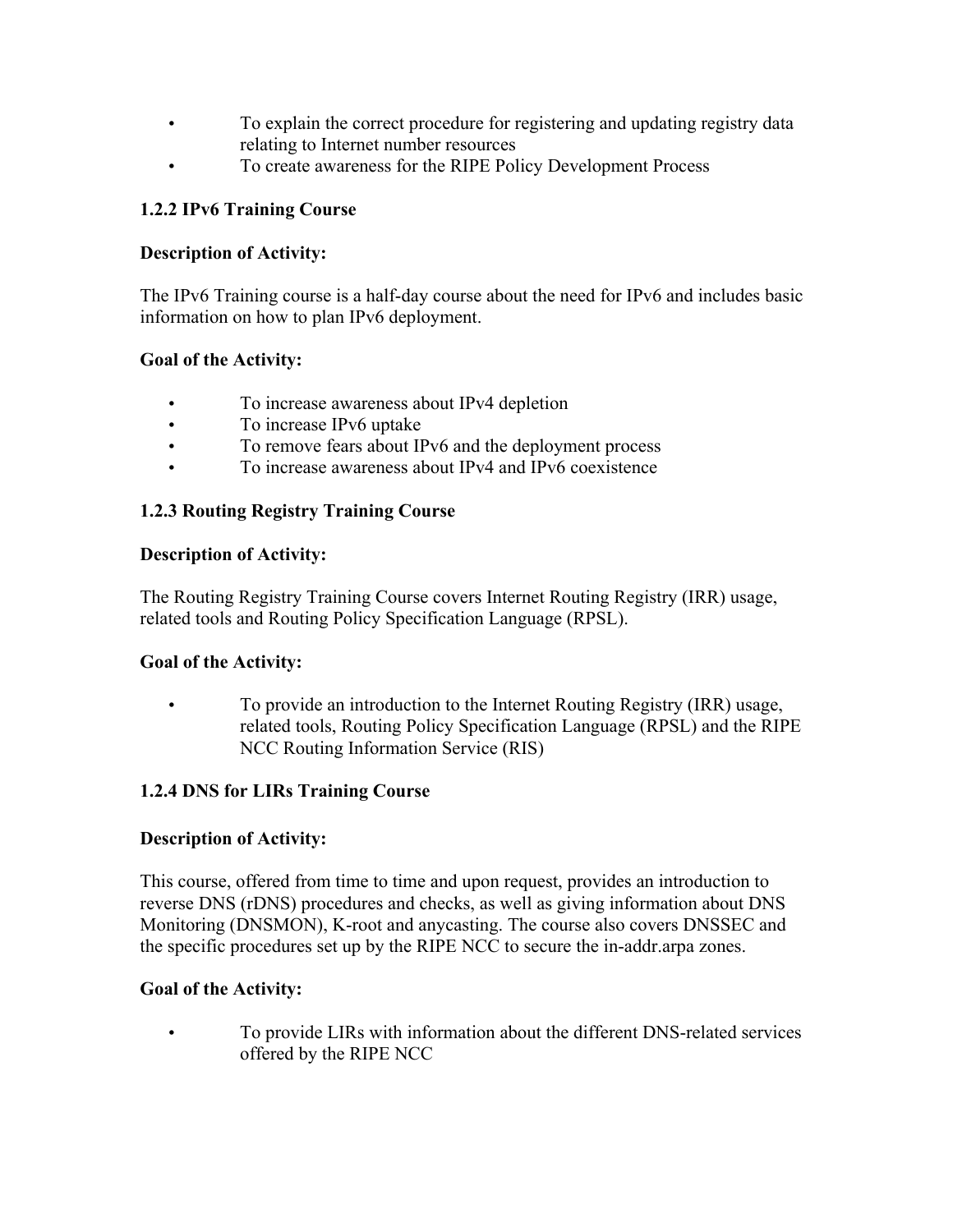- To explain the correct procedure for registering and updating registry data relating to Internet number resources
- To create awareness for the RIPE Policy Development Process

### 1.2.2 IPv6 Training Course

**Description of Activity:**

The IPv6 Training course is a half-day course about the need for IPv6 and includes basic information on how to plan IPv6 deployment.

**Goal of the Activity:**

- To increase awareness about IPv4 depletion
- To increase IPv6 uptake
- To remove fears about IPv6 and the deployment process
- To increase awareness about IPv4 and IPv6 coexistence

### 1.2.3 Routing Registry Training Course

**Description of Activity:**

The Routing Registry Training Course covers Internet Routing Registry (IRR) usage, related tools and Routing Policy Specification Language (RPSL).

**Goal of the Activity:**

- To provide an introduction to the Internet Routing Registry (IRR) usage, related tools, Routing Policy Specification Language (RPSL) and the RIPE NCC Routing Information Service (RIS)

### 1.2.4 DNS for LIRs Training Course

**Description of Activity:**

This course, offered from time to time and upon request, provides an introduction to reverse DNS (rDNS) procedures and checks, as well as giving information about DNS Monitoring (DNSMON), K-root and anycasting. The course also covers DNSSEC and the specific procedures set up by the RIPE NCC to secure the in-addr.arpa zones.

**Goal of the Activity:**

- To provide LIRs with information about the different DNS-related services offered by the RIPE NCC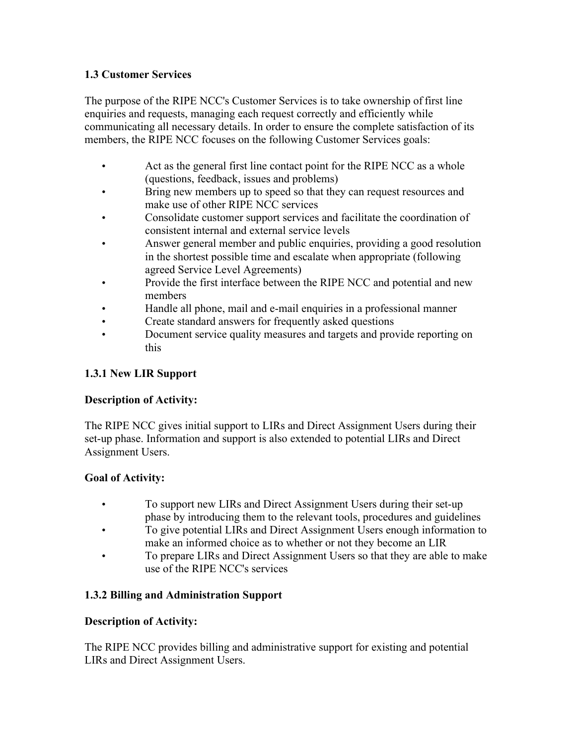### 1.3 Customer Services

The purpose of the RIPE NCC's Customer Services is to take ownership of first line enquiries and requests, managing each request correctly and efficiently while communicating all necessary details. In order to ensure the complete satisfaction of its members, the RIPE NCC focuses on the following Customer Services goals:

- Act as the general first line contact point for the RIPE NCC as a whole (questions, feedback, issues and problems)
- Bring new members up to speed so that they can request resources and make use of other RIPE NCC services
- Consolidate customer support services and facilitate the coordination of consistent internal and external service levels
- Answer general member and public enquiries, providing a good resolution in the shortest possible time and escalate when appropriate (following agreed Service Level Agreements)
- Provide the first interface between the RIPE NCC and potential and new members
- Handle all phone, mail and e-mail enquiries in a professional manner
- Create standard answers for frequently asked questions
- Document service quality measures and targets and provide reporting on this

#### 1.3.1 New LIR Support

**Description of Activity:**

The RIPE NCC gives initial support to LIRs and Direct Assignment Users during their set-up phase. Information and support is also extended to potential LIRs and Direct Assignment Users.

**Goal of Activity:**

- To support new LIRs and Direct Assignment Users during their set-up phase by introducing them to the relevant tools, procedures and guidelines
- To give potential LIRs and Direct Assignment Users enough information to make an informed choice as to whether or not they become an LIR
- To prepare LIRs and Direct Assignment Users so that they are able to make use of the RIPE NCC's services

#### 1.3.2 Billing and Administration Support

**Description of Activity:**

The RIPE NCC provides billing and administrative support for existing and potential LIRs and Direct Assignment Users.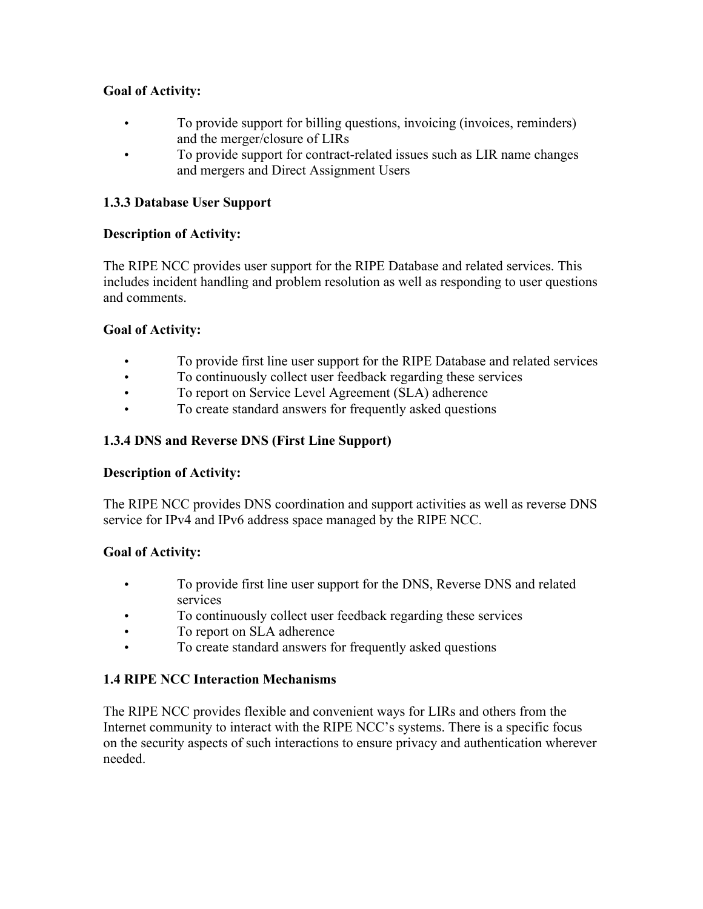**Goal of Activity:**

- To provide support for billing questions, invoicing (invoices, reminders) and the merger/closure of LIRs
- To provide support for contract-related issues such as LIR name changes and mergers and Direct Assignment Users

### 1.3.3 Database User Support

**Description of Activity:**

The RIPE NCC provides user support for the RIPE Database and related services. This includes incident handling and problem resolution as well as responding to user questions and comments.

**Goal of Activity:**

- To provide first line user support for the RIPE Database and related services
- To continuously collect user feedback regarding these services
- To report on Service Level Agreement (SLA) adherence
- To create standard answers for frequently asked questions

### 1.3.4 DNS and Reverse DNS (First Line Support)

**Description of Activity:**

The RIPE NCC provides DNS coordination and support activities as well as reverse DNS service for IPv4 and IPv6 address space managed by the RIPE NCC.

**Goal of Activity:**

- To provide first line user support for the DNS, Reverse DNS and related services
- To continuously collect user feedback regarding these services
- To report on SLA adherence
- To create standard answers for frequently asked questions

## 1.4 RIPE NCC Interaction Mechanisms

The RIPE NCC provides flexible and convenient ways for LIRs and others from the Internet community to interact with the RIPE NCC's systems. There is a specific focus on the security aspects of such interactions to ensure privacy and authentication wherever needed.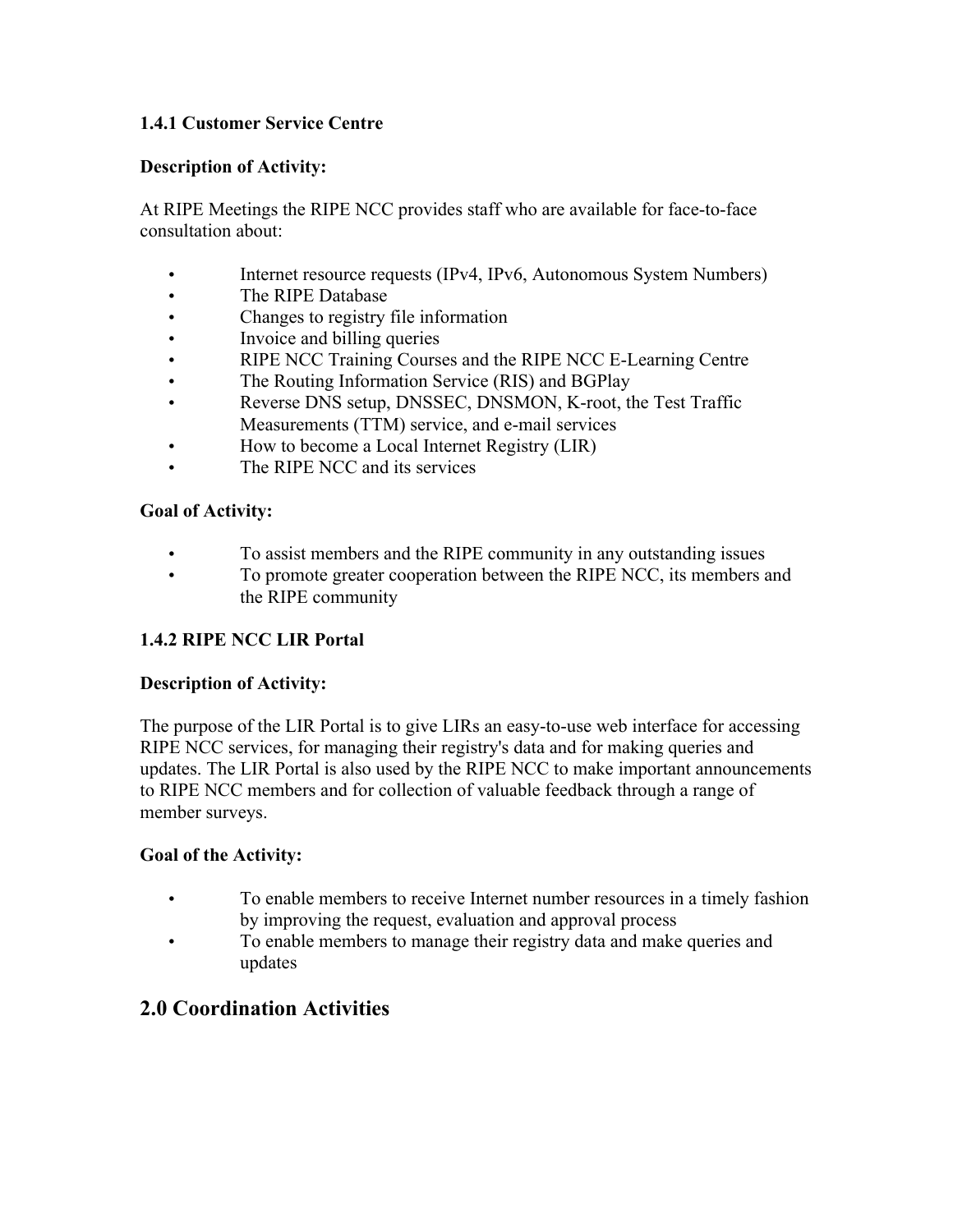### 1.4.1 Customer Service Centre

**Description of Activity:**

At RIPE Meetings the RIPE NCC provides staff who are available for face-to-face consultation about:

- Internet resource requests (IPv4, IPv6, Autonomous System Numbers)
- The RIPE Database
- Changes to registry file information
- Invoice and billing queries
- RIPE NCC Training Courses and the RIPE NCC E-Learning Centre
- The Routing Information Service (RIS) and BGPlay
- Reverse DNS setup, DNSSEC, DNSMON, K-root, the Test Traffic Measurements (TTM) service, and e-mail services
- How to become a Local Internet Registry (LIR)
- The RIPE NCC and its services

**Goal of Activity:**

- To assist members and the RIPE community in any outstanding issues
- To promote greater cooperation between the RIPE NCC, its members and the RIPE community

### 1.4.2 RIPE NCC LIR Portal

**Description of Activity:**

The purpose of the LIR Portal is to give LIRs an easy-to-use web interface for accessing RIPE NCC services, for managing their registry's data and for making queries and updates. The LIR Portal is also used by the RIPE NCC to make important announcements to RIPE NCC members and for collection of valuable feedback through a range of member surveys.

**Goal of the Activity:**

- To enable members to receive Internet number resources in a timely fashion by improving the request, evaluation and approval process
- To enable members to manage their registry data and make queries and updates

## 2.0 Coordination Activities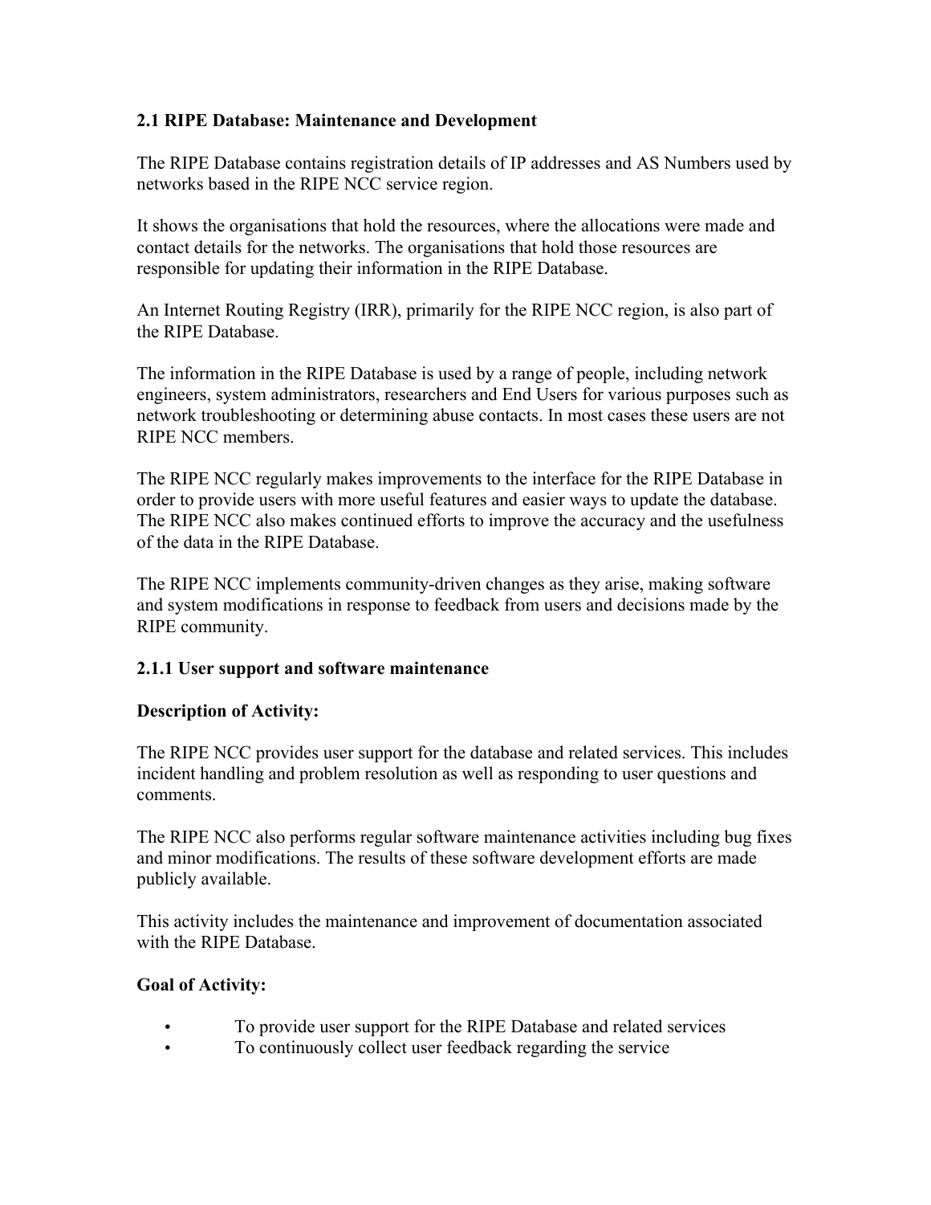## 2.1 RIPE Database: Maintenance and Development

The RIPE Database contains registration details of IP addresses and AS Numbers used by networks based in the RIPE NCC service region.

It shows the organisations that hold the resources, where the allocations were made and contact details for the networks. The organisations that hold those resources are responsible for updating their information in the RIPE Database.

An Internet Routing Registry (IRR), primarily for the RIPE NCC region, is also part of the RIPE Database.

The information in the RIPE Database is used by a range of people, including network engineers, system administrators, researchers and End Users for various purposes such as network troubleshooting or determining abuse contacts. In most cases these users are not RIPE NCC members.

The RIPE NCC regularly makes improvements to the interface for the RIPE Database in order to provide users with more useful features and easier ways to update the database. The RIPE NCC also makes continued efforts to improve the accuracy and the usefulness of the data in the RIPE Database.

The RIPE NCC implements community-driven changes as they arise, making software and system modifications in response to feedback from users and decisions made by the RIPE community.

### 2.1.1 User support and software maintenance

**Description of Activity:**

The RIPE NCC provides user support for the database and related services. This includes incident handling and problem resolution as well as responding to user questions and comments.

The RIPE NCC also performs regular software maintenance activities including bug fixes and minor modifications. The results of these software development efforts are made publicly available.

This activity includes the maintenance and improvement of documentation associated with the RIPE Database.

**Goal of Activity:**

- To provide user support for the RIPE Database and related services
- To continuously collect user feedback regarding the service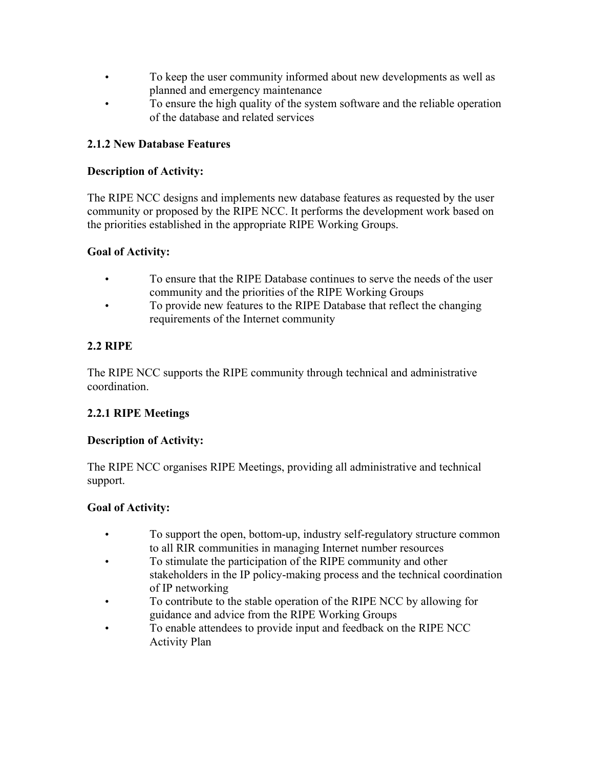- To keep the user community informed about new developments as well as planned and emergency maintenance
- To ensure the high quality of the system software and the reliable operation of the database and related services

### 2.1.2 New Database Features

**Description of Activity:**

The RIPE NCC designs and implements new database features as requested by the user community or proposed by the RIPE NCC. It performs the development work based on the priorities established in the appropriate RIPE Working Groups.

**Goal of Activity:**

- To ensure that the RIPE Database continues to serve the needs of the user community and the priorities of the RIPE Working Groups
- To provide new features to the RIPE Database that reflect the changing requirements of the Internet community

## 2.2 RIPE

The RIPE NCC supports the RIPE community through technical and administrative coordination.

### 2.2.1 RIPE Meetings

**Description of Activity:**

The RIPE NCC organises RIPE Meetings, providing all administrative and technical support.

**Goal of Activity:**

- To support the open, bottom-up, industry self-regulatory structure common to all RIR communities in managing Internet number resources
- To stimulate the participation of the RIPE community and other stakeholders in the IP policy-making process and the technical coordination of IP networking
- To contribute to the stable operation of the RIPE NCC by allowing for guidance and advice from the RIPE Working Groups
- To enable attendees to provide input and feedback on the RIPE NCC Activity Plan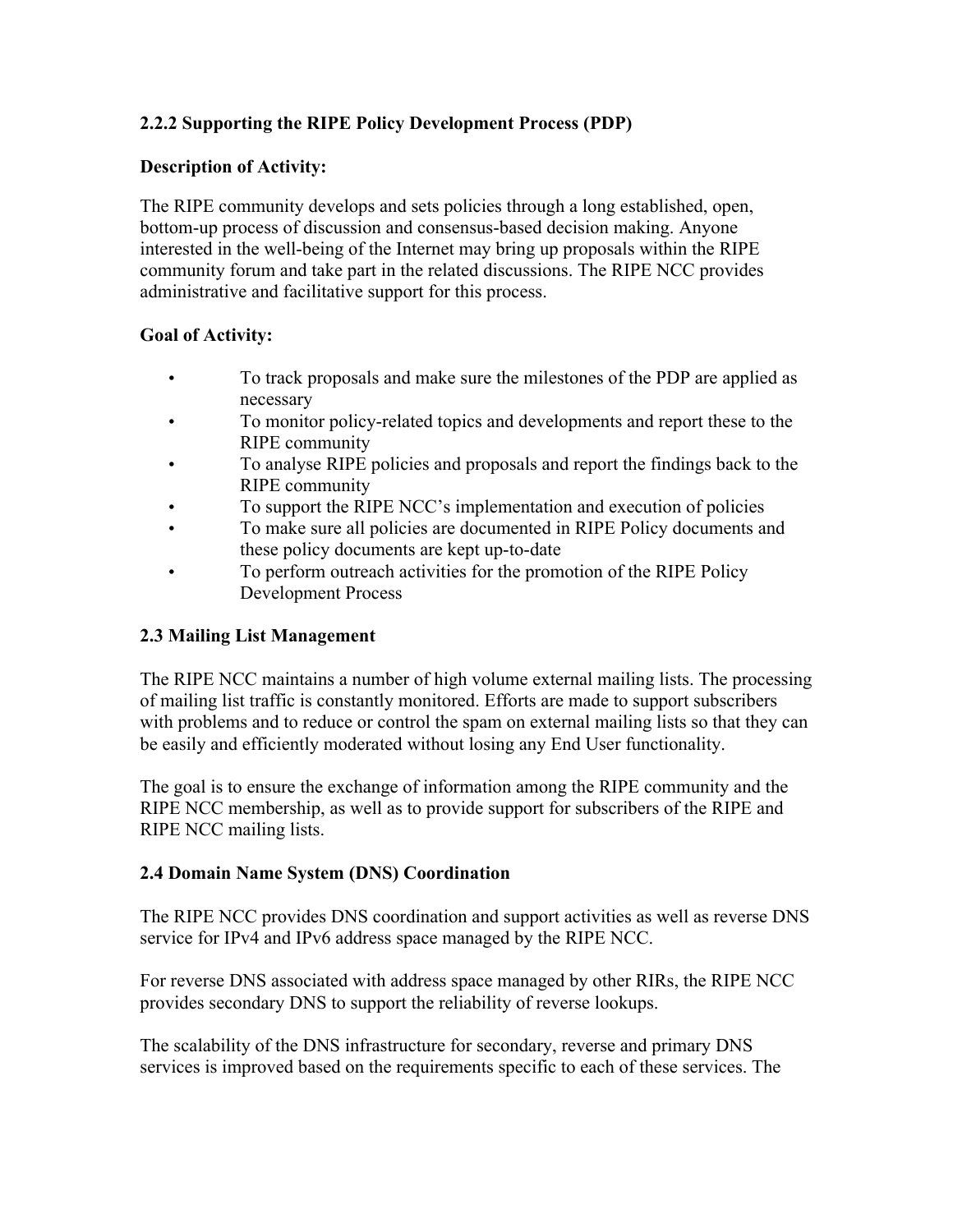### 2.2.2 Supporting the RIPE Policy Development Process (PDP)

**Description of Activity:**

The RIPE community develops and sets policies through a long established, open, bottom-up process of discussion and consensus-based decision making. Anyone interested in the well-being of the Internet may bring up proposals within the RIPE community forum and take part in the related discussions. The RIPE NCC provides administrative and facilitative support for this process.

**Goal of Activity:**

- To track proposals and make sure the milestones of the PDP are applied as necessary
- To monitor policy-related topics and developments and report these to the RIPE community
- To analyse RIPE policies and proposals and report the findings back to the RIPE community
- To support the RIPE NCC's implementation and execution of policies
- To make sure all policies are documented in RIPE Policy documents and these policy documents are kept up-to-date
- To perform outreach activities for the promotion of the RIPE Policy Development Process

## 2.3 Mailing List Management

The RIPE NCC maintains a number of high volume external mailing lists. The processing of mailing list traffic is constantly monitored. Efforts are made to support subscribers with problems and to reduce or control the spam on external mailing lists so that they can be easily and efficiently moderated without losing any End User functionality.

The goal is to ensure the exchange of information among the RIPE community and the RIPE NCC membership, as well as to provide support for subscribers of the RIPE and RIPE NCC mailing lists.

## 2.4 Domain Name System (DNS) Coordination

The RIPE NCC provides DNS coordination and support activities as well as reverse DNS service for IPv4 and IPv6 address space managed by the RIPE NCC.

For reverse DNS associated with address space managed by other RIRs, the RIPE NCC provides secondary DNS to support the reliability of reverse lookups.

The scalability of the DNS infrastructure for secondary, reverse and primary DNS services is improved based on the requirements specific to each of these services. The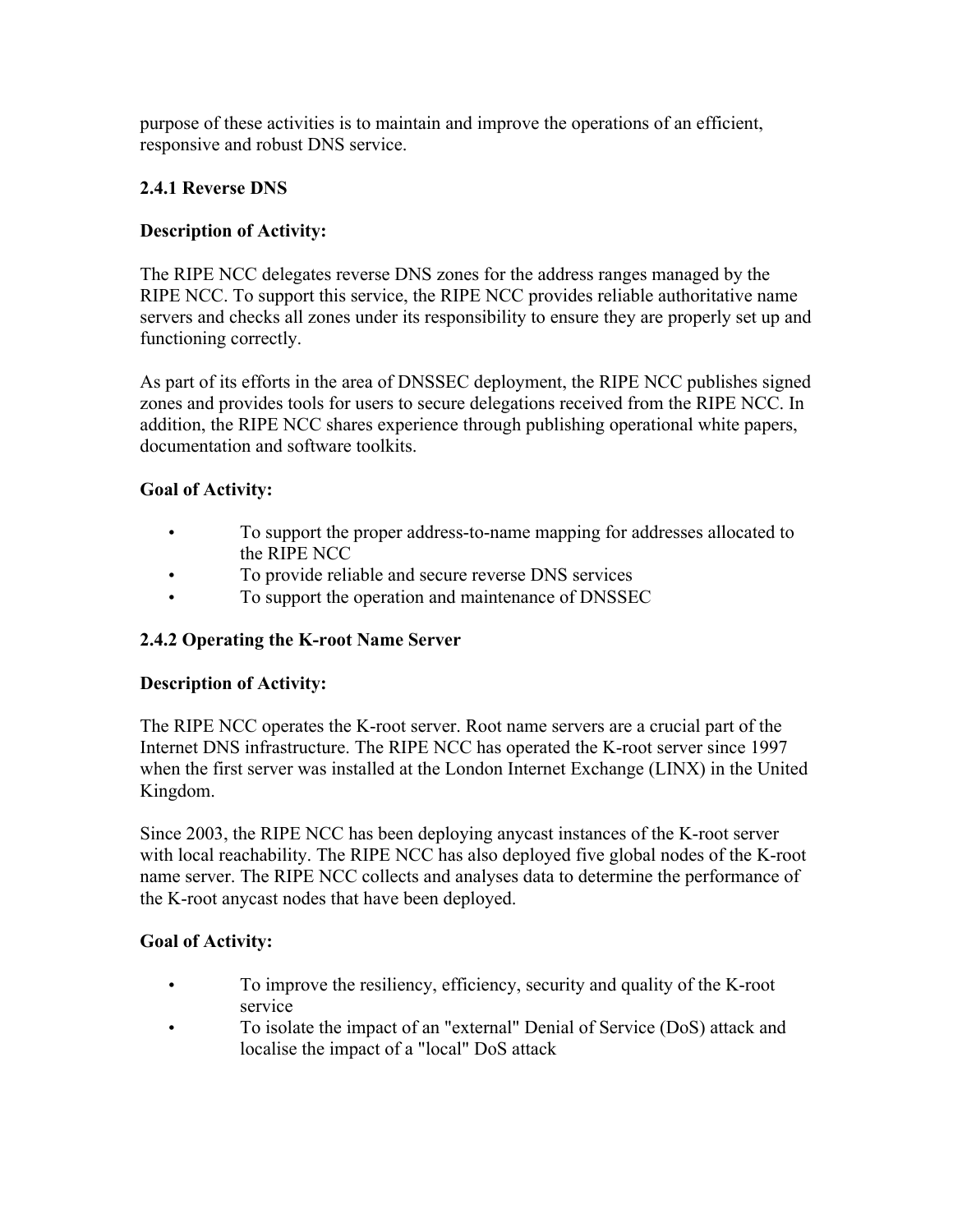purpose of these activities is to maintain and improve the operations of an efficient, responsive and robust DNS service.

### 2.4.1 Reverse DNS

**Description of Activity:**

The RIPE NCC delegates reverse DNS zones for the address ranges managed by the RIPE NCC. To support this service, the RIPE NCC provides reliable authoritative name servers and checks all zones under its responsibility to ensure they are properly set up and functioning correctly.

As part of its efforts in the area of DNSSEC deployment, the RIPE NCC publishes signed zones and provides tools for users to secure delegations received from the RIPE NCC. In addition, the RIPE NCC shares experience through publishing operational white papers, documentation and software toolkits.

**Goal of Activity:**

- To support the proper address-to-name mapping for addresses allocated to the RIPE NCC
- To provide reliable and secure reverse DNS services
- To support the operation and maintenance of DNSSEC

### 2.4.2 Operating the K-root Name Server

**Description of Activity:**

The RIPE NCC operates the K-root server. Root name servers are a crucial part of the Internet DNS infrastructure. The RIPE NCC has operated the K-root server since 1997 when the first server was installed at the London Internet Exchange (LINX) in the United Kingdom.

Since 2003, the RIPE NCC has been deploying anycast instances of the K-root server with local reachability. The RIPE NCC has also deployed five global nodes of the K-root name server. The RIPE NCC collects and analyses data to determine the performance of the K-root anycast nodes that have been deployed.

**Goal of Activity:**

- To improve the resiliency, efficiency, security and quality of the K-root service
- To isolate the impact of an "external" Denial of Service (DoS) attack and localise the impact of a "local" DoS attack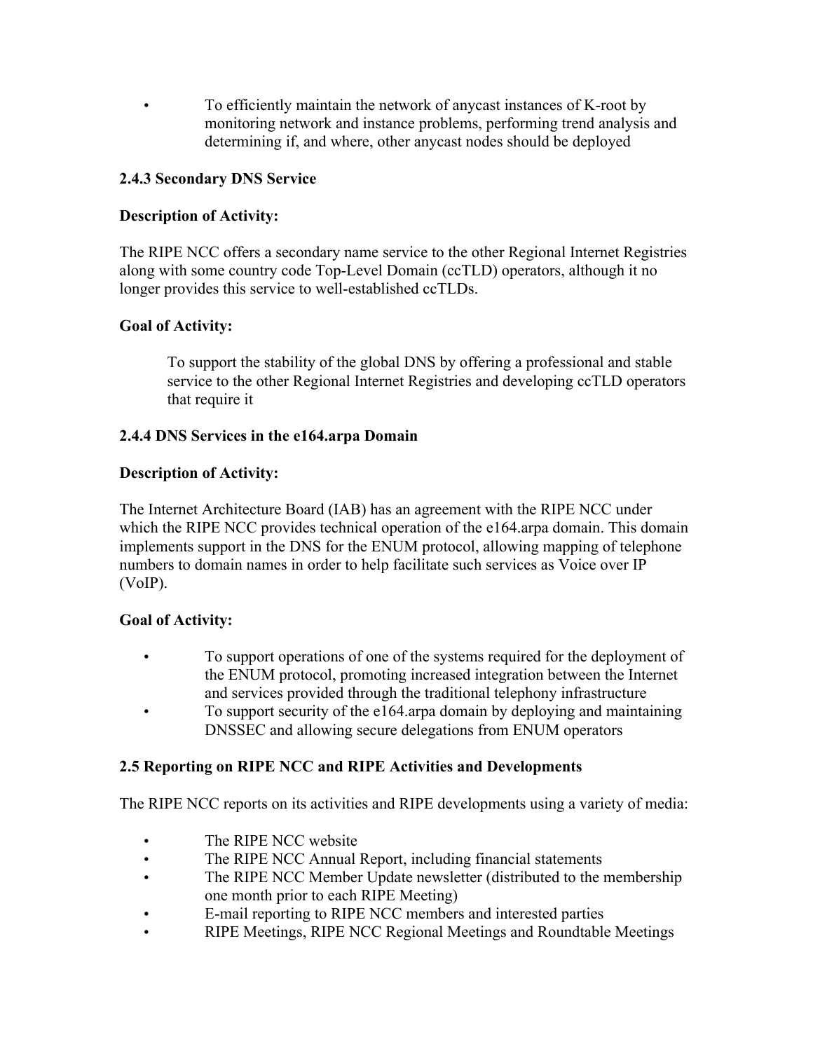- To efficiently maintain the network of anycast instances of K-root by monitoring network and instance problems, performing trend analysis and determining if, and where, other anycast nodes should be deployed

### 2.4.3 Secondary DNS Service

**Description of Activity:**

The RIPE NCC offers a secondary name service to the other Regional Internet Registries along with some country code Top-Level Domain (ccTLD) operators, although it no longer provides this service to well-established ccTLDs.

**Goal of Activity:**

> To support the stability of the global DNS by offering a professional and stable service to the other Regional Internet Registries and developing ccTLD operators that require it

### 2.4.4 DNS Services in the e164.arpa Domain

**Description of Activity:**

The Internet Architecture Board (IAB) has an agreement with the RIPE NCC under which the RIPE NCC provides technical operation of the e164.arpa domain. This domain implements support in the DNS for the ENUM protocol, allowing mapping of telephone numbers to domain names in order to help facilitate such services as Voice over IP (VoIP).

**Goal of Activity:**

- To support operations of one of the systems required for the deployment of the ENUM protocol, promoting increased integration between the Internet and services provided through the traditional telephony infrastructure
- To support security of the e164.arpa domain by deploying and maintaining DNSSEC and allowing secure delegations from ENUM operators

## 2.5 Reporting on RIPE NCC and RIPE Activities and Developments

The RIPE NCC reports on its activities and RIPE developments using a variety of media:

- The RIPE NCC website
- The RIPE NCC Annual Report, including financial statements
- The RIPE NCC Member Update newsletter (distributed to the membership one month prior to each RIPE Meeting)
- E-mail reporting to RIPE NCC members and interested parties
- RIPE Meetings, RIPE NCC Regional Meetings and Roundtable Meetings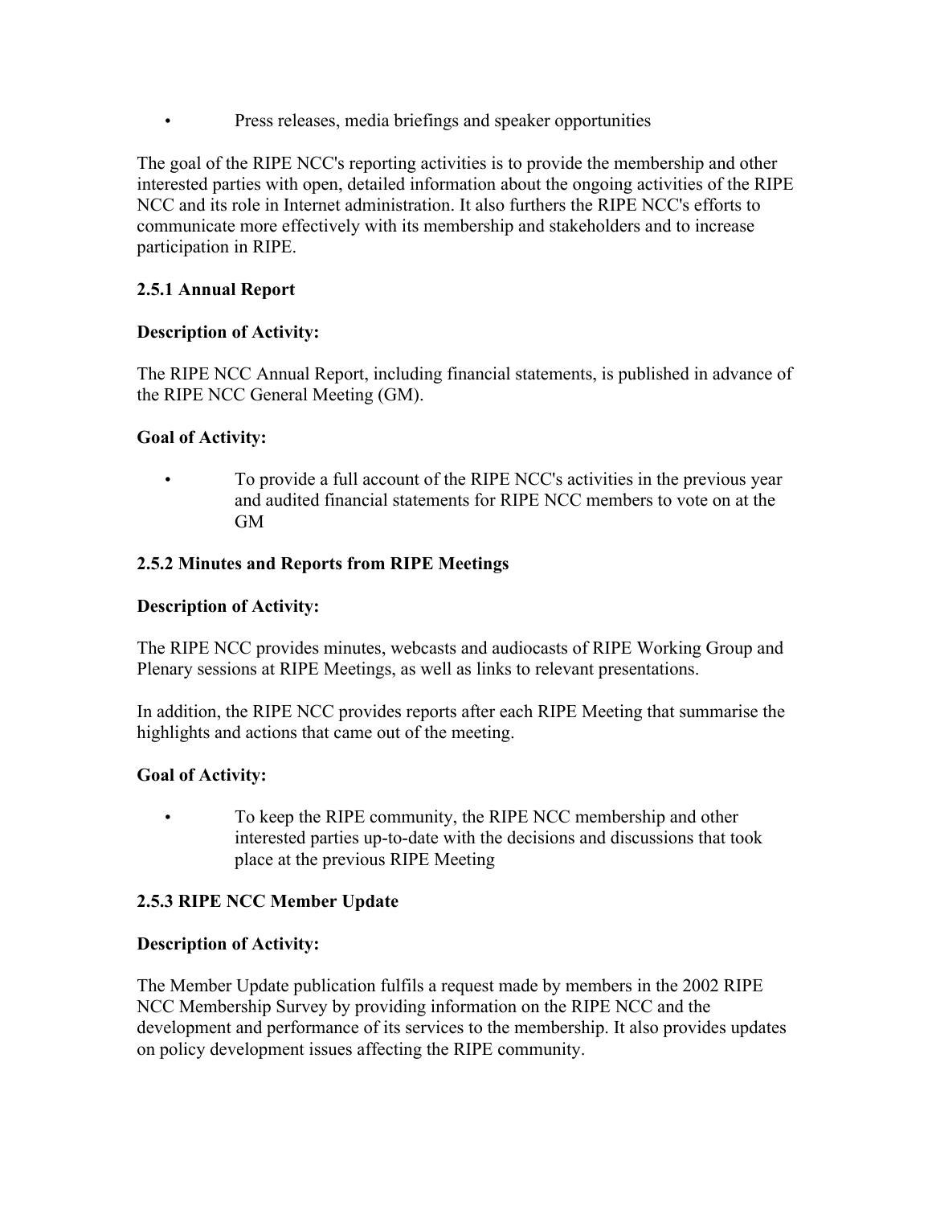- Press releases, media briefings and speaker opportunities

The goal of the RIPE NCC's reporting activities is to provide the membership and other interested parties with open, detailed information about the ongoing activities of the RIPE NCC and its role in Internet administration. It also furthers the RIPE NCC's efforts to communicate more effectively with its membership and stakeholders and to increase participation in RIPE.

### 2.5.1 Annual Report

**Description of Activity:**

The RIPE NCC Annual Report, including financial statements, is published in advance of the RIPE NCC General Meeting (GM).

**Goal of Activity:**

- To provide a full account of the RIPE NCC's activities in the previous year and audited financial statements for RIPE NCC members to vote on at the GM

### 2.5.2 Minutes and Reports from RIPE Meetings

**Description of Activity:**

The RIPE NCC provides minutes, webcasts and audiocasts of RIPE Working Group and Plenary sessions at RIPE Meetings, as well as links to relevant presentations.

In addition, the RIPE NCC provides reports after each RIPE Meeting that summarise the highlights and actions that came out of the meeting.

**Goal of Activity:**

- To keep the RIPE community, the RIPE NCC membership and other interested parties up-to-date with the decisions and discussions that took place at the previous RIPE Meeting

### 2.5.3 RIPE NCC Member Update

**Description of Activity:**

The Member Update publication fulfils a request made by members in the 2002 RIPE NCC Membership Survey by providing information on the RIPE NCC and the development and performance of its services to the membership. It also provides updates on policy development issues affecting the RIPE community.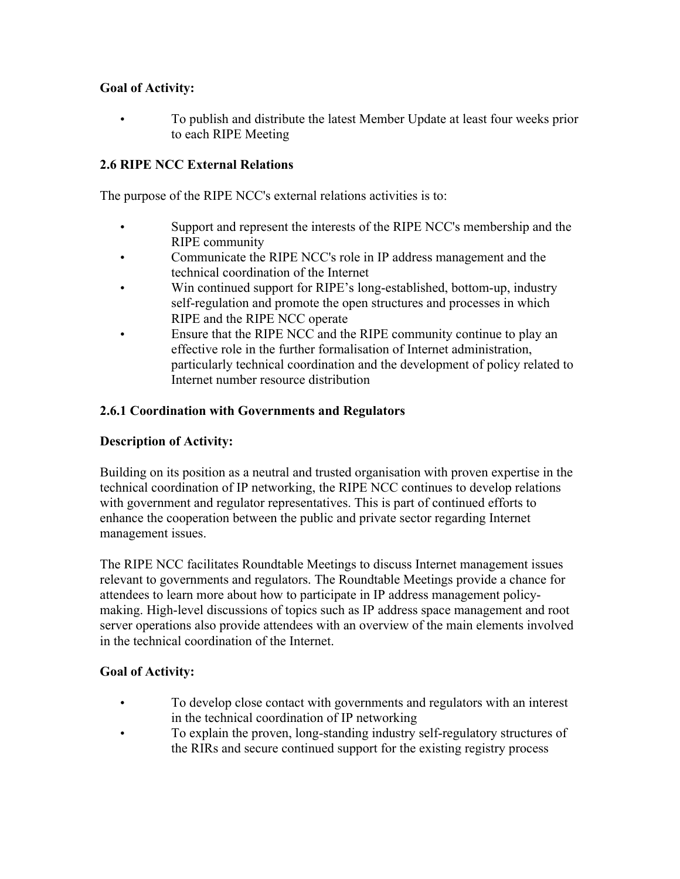**Goal of Activity:**

- To publish and distribute the latest Member Update at least four weeks prior to each RIPE Meeting

### 2.6 RIPE NCC External Relations

The purpose of the RIPE NCC's external relations activities is to:

- Support and represent the interests of the RIPE NCC's membership and the RIPE community
- Communicate the RIPE NCC's role in IP address management and the technical coordination of the Internet
- Win continued support for RIPE's long-established, bottom-up, industry self-regulation and promote the open structures and processes in which RIPE and the RIPE NCC operate
- Ensure that the RIPE NCC and the RIPE community continue to play an effective role in the further formalisation of Internet administration, particularly technical coordination and the development of policy related to Internet number resource distribution

#### 2.6.1 Coordination with Governments and Regulators

**Description of Activity:**

Building on its position as a neutral and trusted organisation with proven expertise in the technical coordination of IP networking, the RIPE NCC continues to develop relations with government and regulator representatives. This is part of continued efforts to enhance the cooperation between the public and private sector regarding Internet management issues.

The RIPE NCC facilitates Roundtable Meetings to discuss Internet management issues relevant to governments and regulators. The Roundtable Meetings provide a chance for attendees to learn more about how to participate in IP address management policy-making. High-level discussions of topics such as IP address space management and root server operations also provide attendees with an overview of the main elements involved in the technical coordination of the Internet.

**Goal of Activity:**

- To develop close contact with governments and regulators with an interest in the technical coordination of IP networking
- To explain the proven, long-standing industry self-regulatory structures of the RIRs and secure continued support for the existing registry process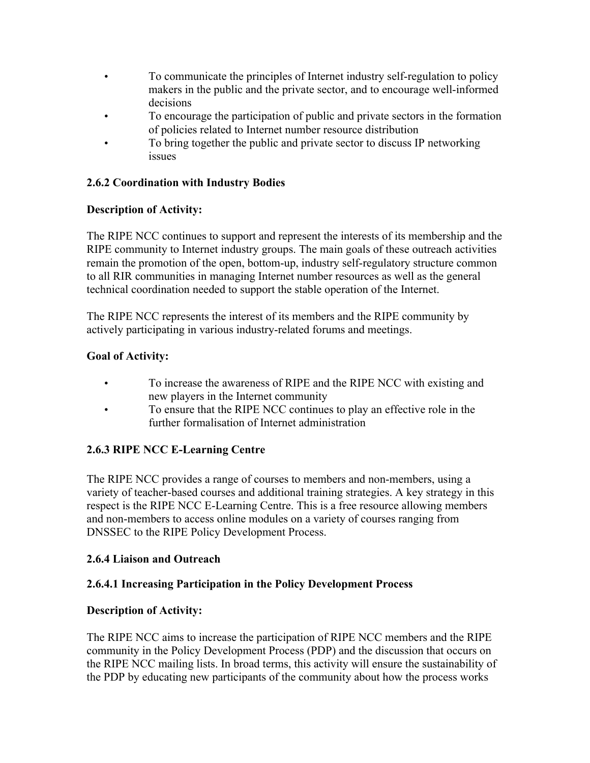- To communicate the principles of Internet industry self-regulation to policy makers in the public and the private sector, and to encourage well-informed decisions
- To encourage the participation of public and private sectors in the formation of policies related to Internet number resource distribution
- To bring together the public and private sector to discuss IP networking issues

### 2.6.2 Coordination with Industry Bodies

**Description of Activity:**

The RIPE NCC continues to support and represent the interests of its membership and the RIPE community to Internet industry groups. The main goals of these outreach activities remain the promotion of the open, bottom-up, industry self-regulatory structure common to all RIR communities in managing Internet number resources as well as the general technical coordination needed to support the stable operation of the Internet.

The RIPE NCC represents the interest of its members and the RIPE community by actively participating in various industry-related forums and meetings.

**Goal of Activity:**

- To increase the awareness of RIPE and the RIPE NCC with existing and new players in the Internet community
- To ensure that the RIPE NCC continues to play an effective role in the further formalisation of Internet administration

### 2.6.3 RIPE NCC E-Learning Centre

The RIPE NCC provides a range of courses to members and non-members, using a variety of teacher-based courses and additional training strategies. A key strategy in this respect is the RIPE NCC E-Learning Centre. This is a free resource allowing members and non-members to access online modules on a variety of courses ranging from DNSSEC to the RIPE Policy Development Process.

### 2.6.4 Liaison and Outreach

#### 2.6.4.1 Increasing Participation in the Policy Development Process

**Description of Activity:**

The RIPE NCC aims to increase the participation of RIPE NCC members and the RIPE community in the Policy Development Process (PDP) and the discussion that occurs on the RIPE NCC mailing lists. In broad terms, this activity will ensure the sustainability of the PDP by educating new participants of the community about how the process works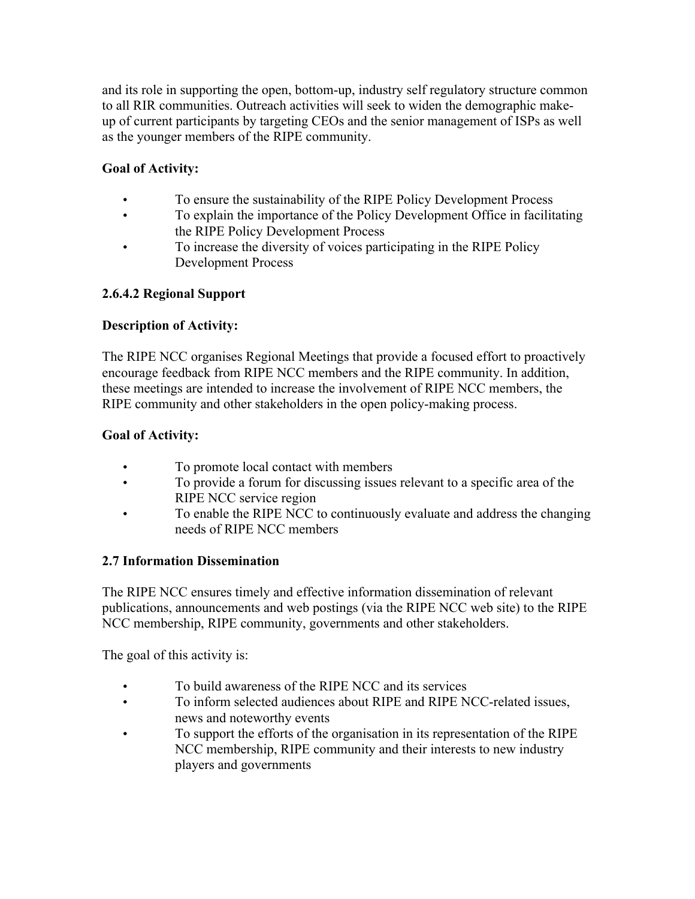and its role in supporting the open, bottom-up, industry self regulatory structure common to all RIR communities. Outreach activities will seek to widen the demographic make-up of current participants by targeting CEOs and the senior management of ISPs as well as the younger members of the RIPE community.

**Goal of Activity:**

- To ensure the sustainability of the RIPE Policy Development Process
- To explain the importance of the Policy Development Office in facilitating the RIPE Policy Development Process
- To increase the diversity of voices participating in the RIPE Policy Development Process

#### 2.6.4.2 Regional Support

**Description of Activity:**

The RIPE NCC organises Regional Meetings that provide a focused effort to proactively encourage feedback from RIPE NCC members and the RIPE community. In addition, these meetings are intended to increase the involvement of RIPE NCC members, the RIPE community and other stakeholders in the open policy-making process.

**Goal of Activity:**

- To promote local contact with members
- To provide a forum for discussing issues relevant to a specific area of the RIPE NCC service region
- To enable the RIPE NCC to continuously evaluate and address the changing needs of RIPE NCC members

### 2.7 Information Dissemination

The RIPE NCC ensures timely and effective information dissemination of relevant publications, announcements and web postings (via the RIPE NCC web site) to the RIPE NCC membership, RIPE community, governments and other stakeholders.

The goal of this activity is:

- To build awareness of the RIPE NCC and its services
- To inform selected audiences about RIPE and RIPE NCC-related issues, news and noteworthy events
- To support the efforts of the organisation in its representation of the RIPE NCC membership, RIPE community and their interests to new industry players and governments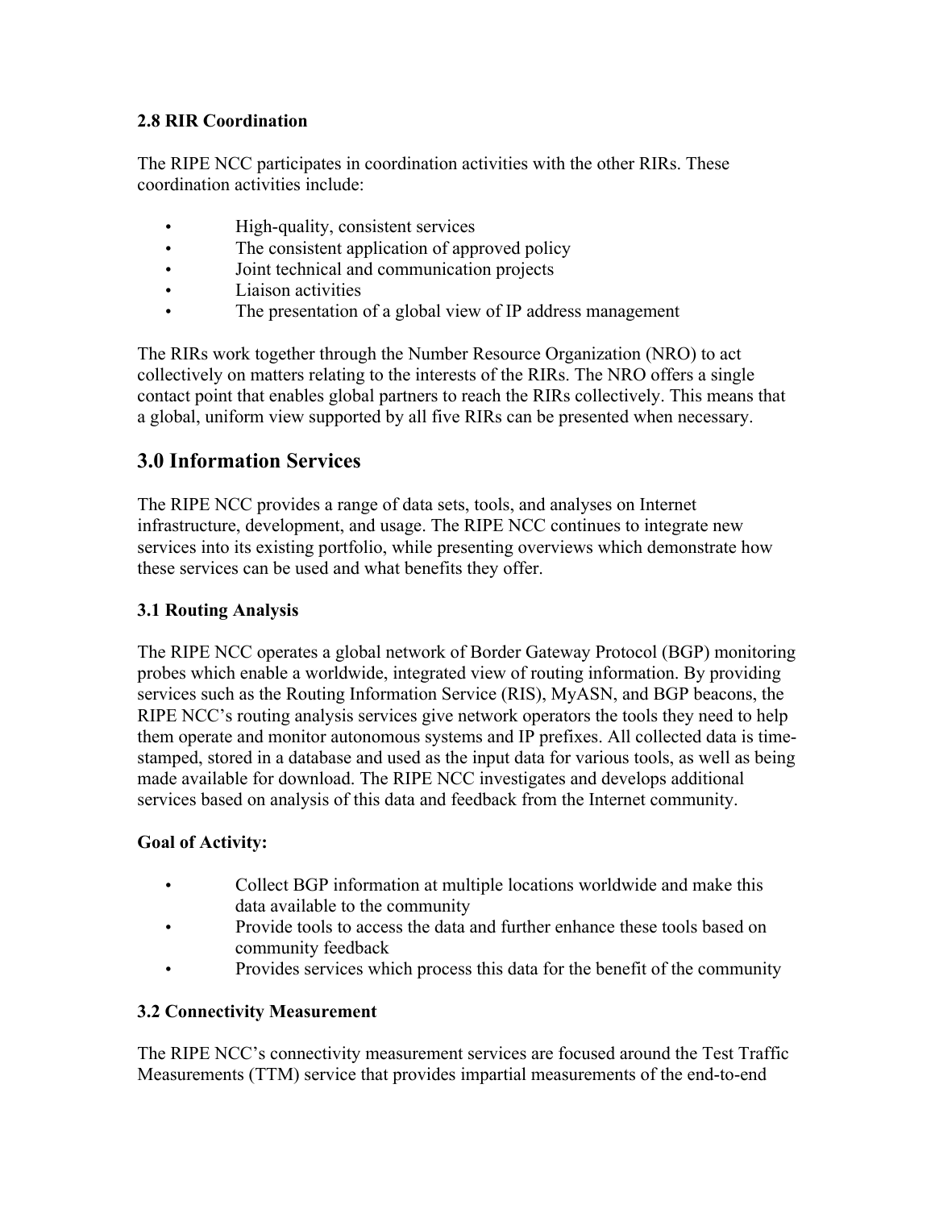### 2.8 RIR Coordination

The RIPE NCC participates in coordination activities with the other RIRs. These coordination activities include:

- High-quality, consistent services
- The consistent application of approved policy
- Joint technical and communication projects
- Liaison activities
- The presentation of a global view of IP address management

The RIRs work together through the Number Resource Organization (NRO) to act collectively on matters relating to the interests of the RIRs. The NRO offers a single contact point that enables global partners to reach the RIRs collectively. This means that a global, uniform view supported by all five RIRs can be presented when necessary.

## 3.0 Information Services

The RIPE NCC provides a range of data sets, tools, and analyses on Internet infrastructure, development, and usage. The RIPE NCC continues to integrate new services into its existing portfolio, while presenting overviews which demonstrate how these services can be used and what benefits they offer.

### 3.1 Routing Analysis

The RIPE NCC operates a global network of Border Gateway Protocol (BGP) monitoring probes which enable a worldwide, integrated view of routing information. By providing services such as the Routing Information Service (RIS), MyASN, and BGP beacons, the RIPE NCC's routing analysis services give network operators the tools they need to help them operate and monitor autonomous systems and IP prefixes. All collected data is time-stamped, stored in a database and used as the input data for various tools, as well as being made available for download. The RIPE NCC investigates and develops additional services based on analysis of this data and feedback from the Internet community.

**Goal of Activity:**

- Collect BGP information at multiple locations worldwide and make this data available to the community
- Provide tools to access the data and further enhance these tools based on community feedback
- Provides services which process this data for the benefit of the community

### 3.2 Connectivity Measurement

The RIPE NCC's connectivity measurement services are focused around the Test Traffic Measurements (TTM) service that provides impartial measurements of the end-to-end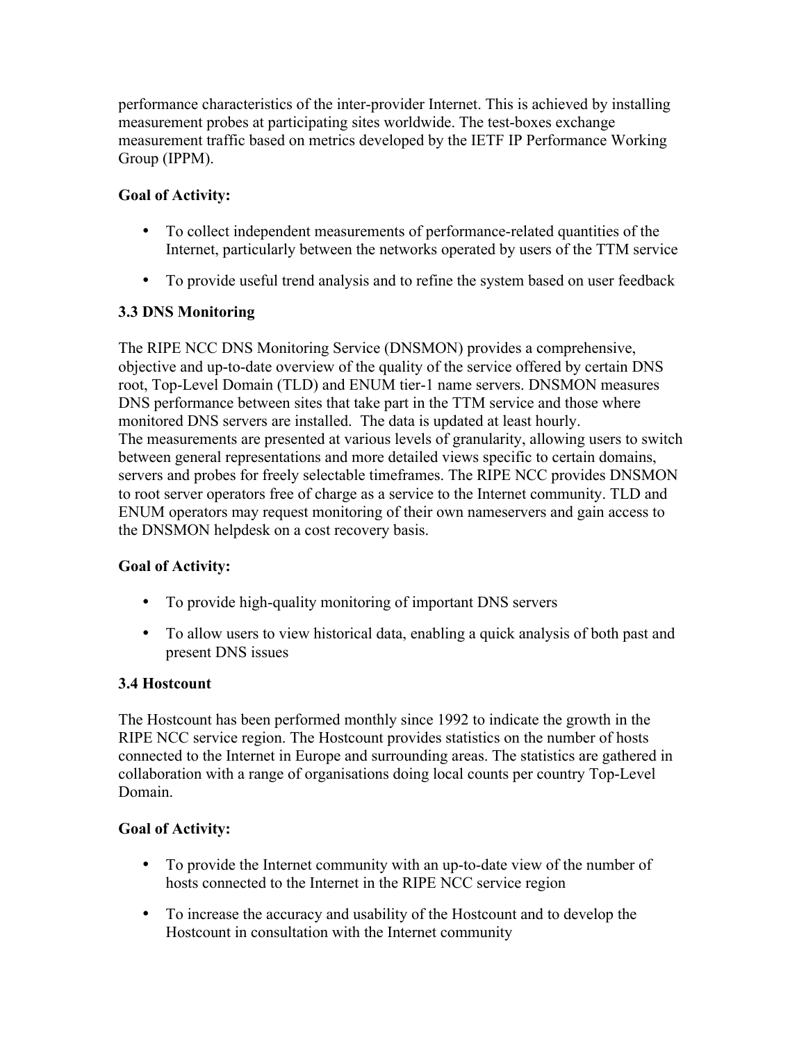performance characteristics of the inter-provider Internet. This is achieved by installing measurement probes at participating sites worldwide. The test-boxes exchange measurement traffic based on metrics developed by the IETF IP Performance Working Group (IPPM).

**Goal of Activity:**

- To collect independent measurements of performance-related quantities of the Internet, particularly between the networks operated by users of the TTM service
- To provide useful trend analysis and to refine the system based on user feedback

### 3.3 DNS Monitoring

The RIPE NCC DNS Monitoring Service (DNSMON) provides a comprehensive, objective and up-to-date overview of the quality of the service offered by certain DNS root, Top-Level Domain (TLD) and ENUM tier-1 name servers. DNSMON measures DNS performance between sites that take part in the TTM service and those where monitored DNS servers are installed. The data is updated at least hourly.
The measurements are presented at various levels of granularity, allowing users to switch between general representations and more detailed views specific to certain domains, servers and probes for freely selectable timeframes. The RIPE NCC provides DNSMON to root server operators free of charge as a service to the Internet community. TLD and ENUM operators may request monitoring of their own nameservers and gain access to the DNSMON helpdesk on a cost recovery basis.

**Goal of Activity:**

- To provide high-quality monitoring of important DNS servers
- To allow users to view historical data, enabling a quick analysis of both past and present DNS issues

### 3.4 Hostcount

The Hostcount has been performed monthly since 1992 to indicate the growth in the RIPE NCC service region. The Hostcount provides statistics on the number of hosts connected to the Internet in Europe and surrounding areas. The statistics are gathered in collaboration with a range of organisations doing local counts per country Top-Level Domain.

**Goal of Activity:**

- To provide the Internet community with an up-to-date view of the number of hosts connected to the Internet in the RIPE NCC service region
- To increase the accuracy and usability of the Hostcount and to develop the Hostcount in consultation with the Internet community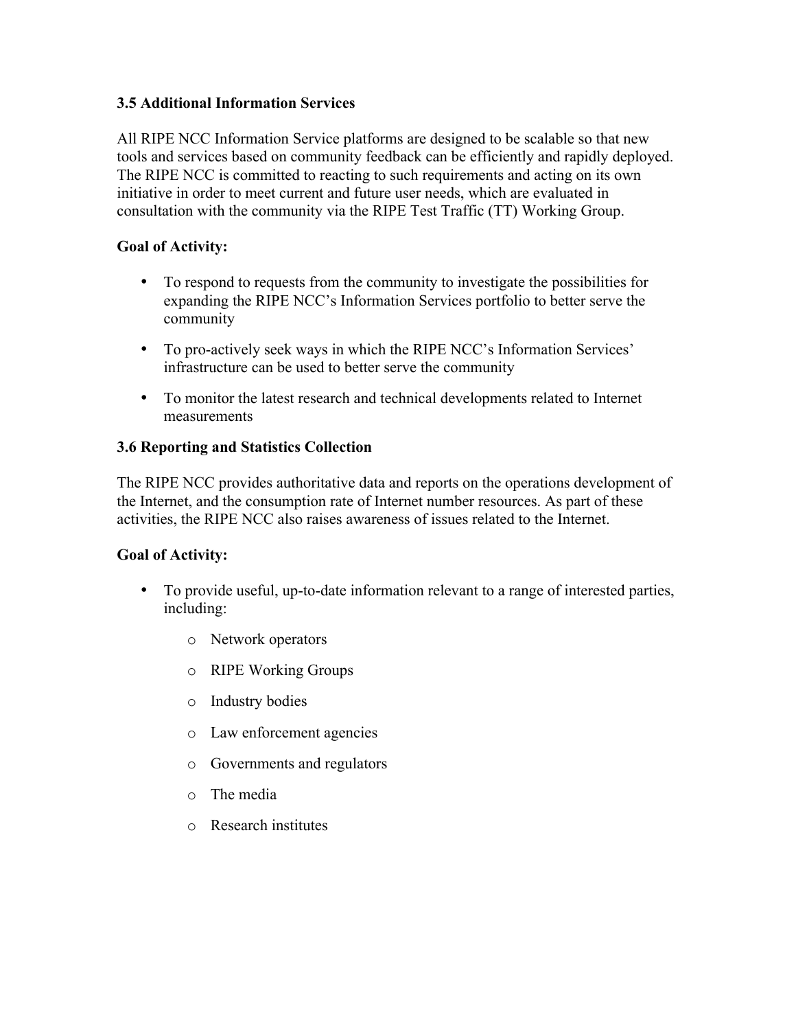### 3.5 Additional Information Services

All RIPE NCC Information Service platforms are designed to be scalable so that new tools and services based on community feedback can be efficiently and rapidly deployed. The RIPE NCC is committed to reacting to such requirements and acting on its own initiative in order to meet current and future user needs, which are evaluated in consultation with the community via the RIPE Test Traffic (TT) Working Group.

**Goal of Activity:**

- To respond to requests from the community to investigate the possibilities for expanding the RIPE NCC's Information Services portfolio to better serve the community
- To pro-actively seek ways in which the RIPE NCC's Information Services' infrastructure can be used to better serve the community
- To monitor the latest research and technical developments related to Internet measurements

### 3.6 Reporting and Statistics Collection

The RIPE NCC provides authoritative data and reports on the operations development of the Internet, and the consumption rate of Internet number resources. As part of these activities, the RIPE NCC also raises awareness of issues related to the Internet.

**Goal of Activity:**

- To provide useful, up-to-date information relevant to a range of interested parties, including:
  - Network operators
  - RIPE Working Groups
  - Industry bodies
  - Law enforcement agencies
  - Governments and regulators
  - The media
  - Research institutes